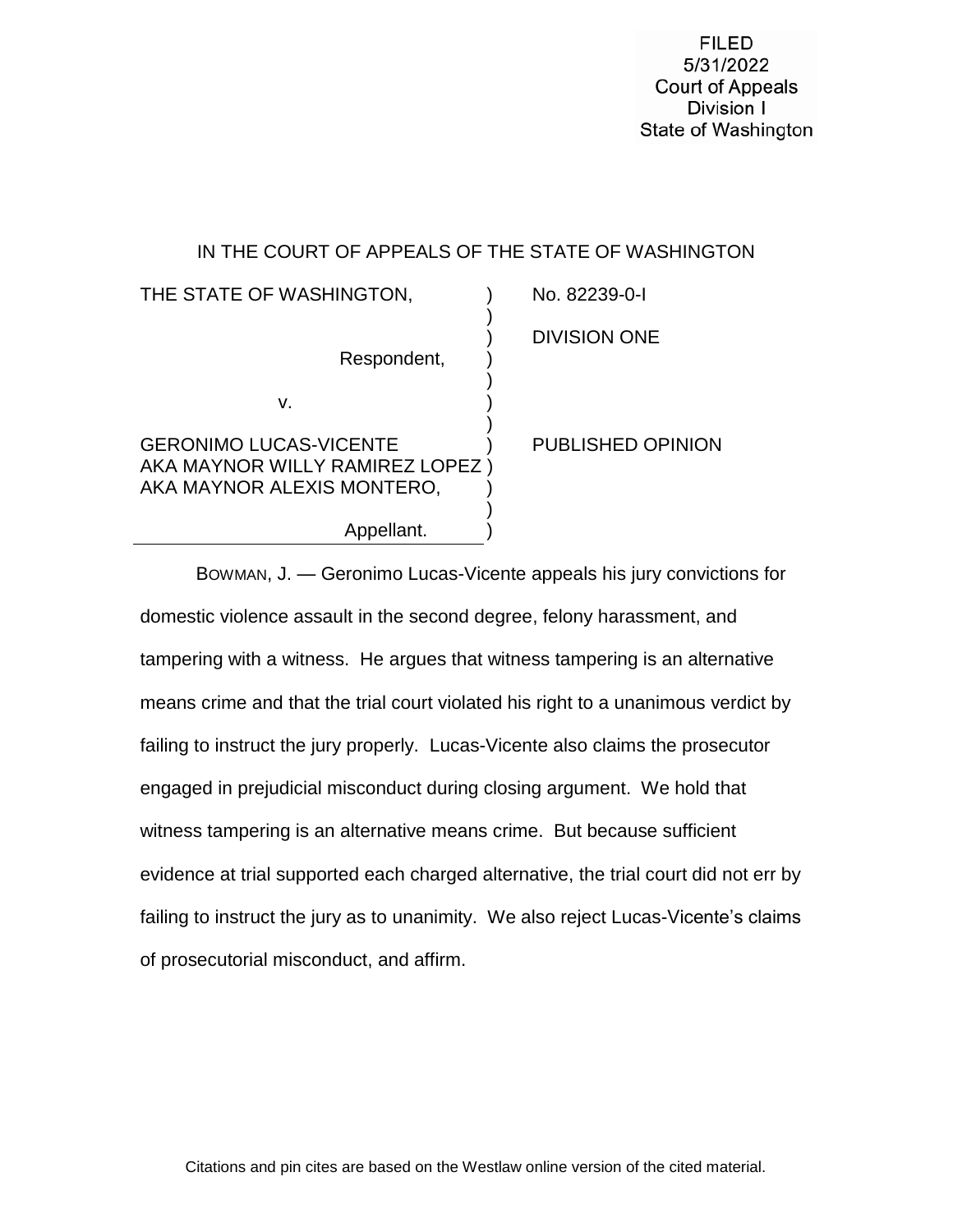FILED
5/31/2022
Court of Appeals
Division I
State of Washington

IN THE COURT OF APPEALS OF THE STATE OF WASHINGTON

| | |
|---|---|
| THE STATE OF WASHINGTON,<br><br>Respondent,<br><br>v.<br><br>GERONIMO LUCAS-VICENTE AKA MAYNOR WILLY RAMIREZ LOPEZ AKA MAYNOR ALEXIS MONTERO,<br><br>Appellant. | No. 82239-0-I<br><br>DIVISION ONE<br><br>PUBLISHED OPINION |

BOWMAN, J. — Geronimo Lucas-Vicente appeals his jury convictions for domestic violence assault in the second degree, felony harassment, and tampering with a witness. He argues that witness tampering is an alternative means crime and that the trial court violated his right to a unanimous verdict by failing to instruct the jury properly. Lucas-Vicente also claims the prosecutor engaged in prejudicial misconduct during closing argument. We hold that witness tampering is an alternative means crime. But because sufficient evidence at trial supported each charged alternative, the trial court did not err by failing to instruct the jury as to unanimity. We also reject Lucas-Vicente's claims of prosecutorial misconduct, and affirm.

Citations and pin cites are based on the Westlaw online version of the cited material.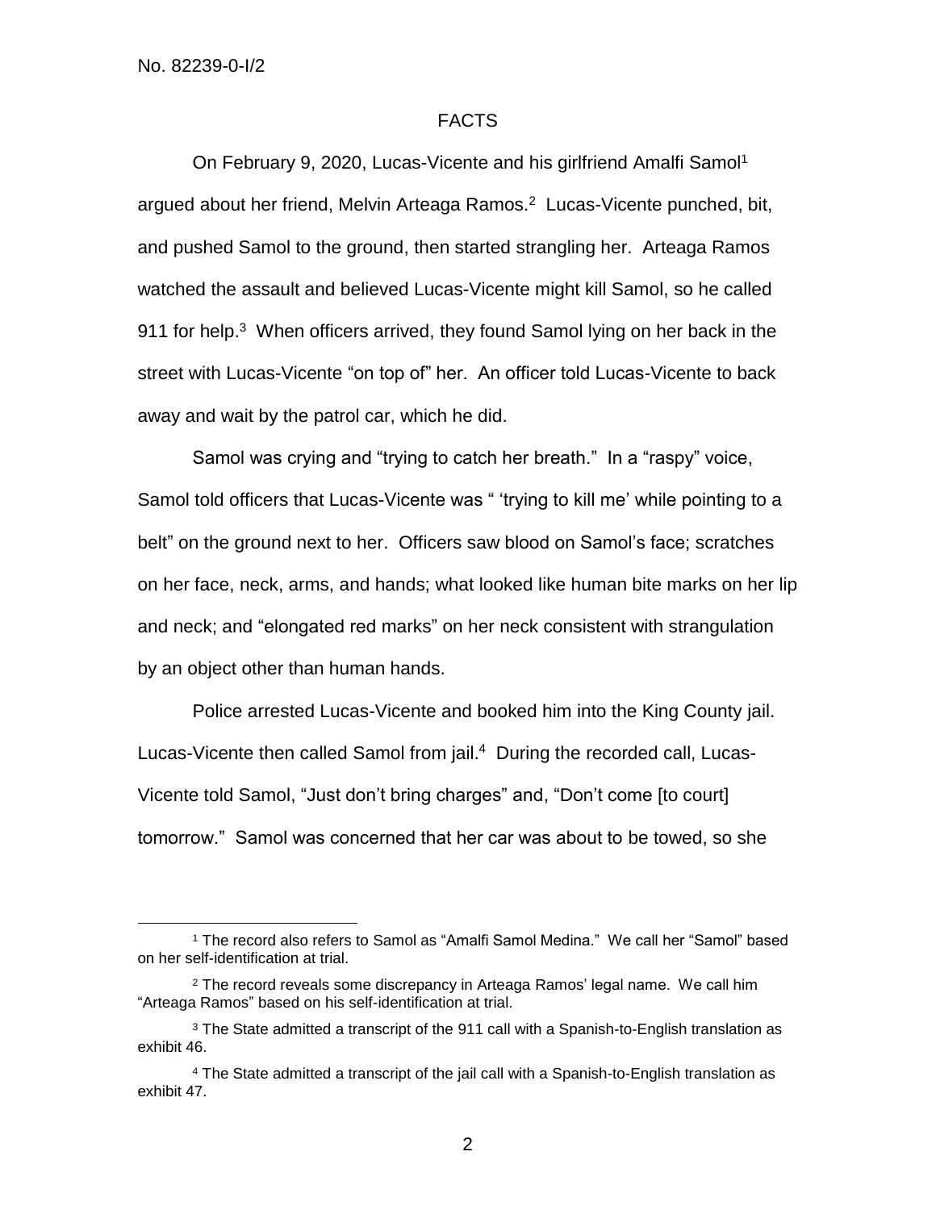## FACTS

On February 9, 2020, Lucas-Vicente and his girlfriend Amalfi Samol[1] argued about her friend, Melvin Arteaga Ramos.[2] Lucas-Vicente punched, bit, and pushed Samol to the ground, then started strangling her. Arteaga Ramos watched the assault and believed Lucas-Vicente might kill Samol, so he called 911 for help.[3] When officers arrived, they found Samol lying on her back in the street with Lucas-Vicente "on top of" her. An officer told Lucas-Vicente to back away and wait by the patrol car, which he did.

Samol was crying and "trying to catch her breath." In a "raspy" voice, Samol told officers that Lucas-Vicente was " 'trying to kill me' while pointing to a belt" on the ground next to her. Officers saw blood on Samol's face; scratches on her face, neck, arms, and hands; what looked like human bite marks on her lip and neck; and "elongated red marks" on her neck consistent with strangulation by an object other than human hands.

Police arrested Lucas-Vicente and booked him into the King County jail. Lucas-Vicente then called Samol from jail.[4] During the recorded call, Lucas-Vicente told Samol, "Just don't bring charges" and, "Don't come [to court] tomorrow." Samol was concerned that her car was about to be towed, so she

---

[1] The record also refers to Samol as "Amalfi Samol Medina." We call her "Samol" based on her self-identification at trial.

[2] The record reveals some discrepancy in Arteaga Ramos' legal name. We call him "Arteaga Ramos" based on his self-identification at trial.

[3] The State admitted a transcript of the 911 call with a Spanish-to-English translation as exhibit 46.

[4] The State admitted a transcript of the jail call with a Spanish-to-English translation as exhibit 47.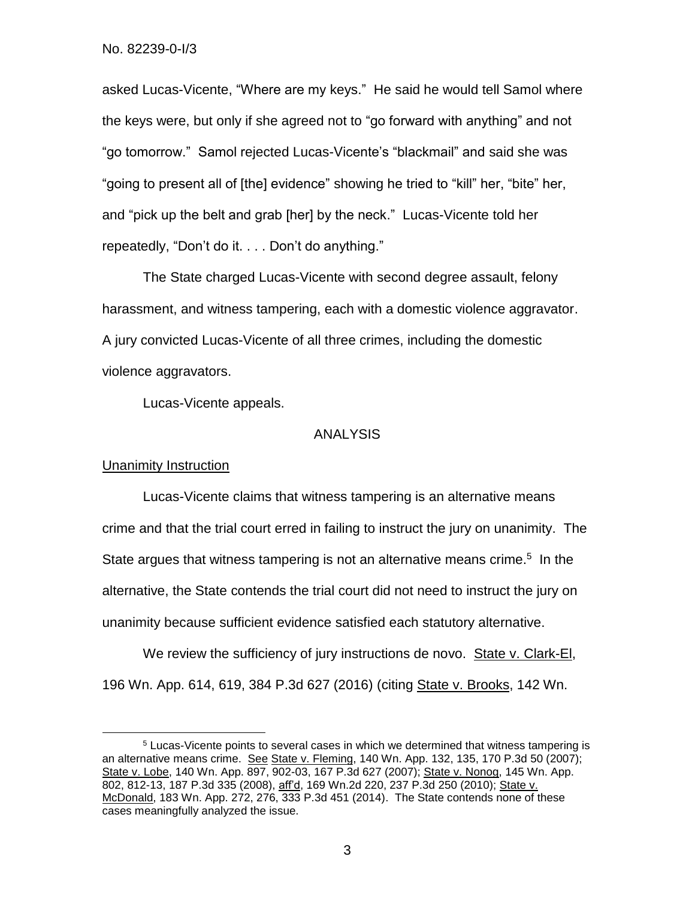asked Lucas-Vicente, "Where are my keys." He said he would tell Samol where the keys were, but only if she agreed not to "go forward with anything" and not "go tomorrow." Samol rejected Lucas-Vicente's "blackmail" and said she was "going to present all of [the] evidence" showing he tried to "kill" her, "bite" her, and "pick up the belt and grab [her] by the neck." Lucas-Vicente told her repeatedly, "Don't do it. . . . Don't do anything."

The State charged Lucas-Vicente with second degree assault, felony harassment, and witness tampering, each with a domestic violence aggravator. A jury convicted Lucas-Vicente of all three crimes, including the domestic violence aggravators.

Lucas-Vicente appeals.

## ANALYSIS

### Unanimity Instruction

Lucas-Vicente claims that witness tampering is an alternative means crime and that the trial court erred in failing to instruct the jury on unanimity. The State argues that witness tampering is not an alternative means crime.[5] In the alternative, the State contends the trial court did not need to instruct the jury on unanimity because sufficient evidence satisfied each statutory alternative.

We review the sufficiency of jury instructions de novo. State v. Clark-El, 196 Wn. App. 614, 619, 384 P.3d 627 (2016) (citing State v. Brooks, 142 Wn.

---

[5] Lucas-Vicente points to several cases in which we determined that witness tampering is an alternative means crime. See State v. Fleming, 140 Wn. App. 132, 135, 170 P.3d 50 (2007); State v. Lobe, 140 Wn. App. 897, 902-03, 167 P.3d 627 (2007); State v. Nonog, 145 Wn. App. 802, 812-13, 187 P.3d 335 (2008), aff'd, 169 Wn.2d 220, 237 P.3d 250 (2010); State v. McDonald, 183 Wn. App. 272, 276, 333 P.3d 451 (2014). The State contends none of these cases meaningfully analyzed the issue.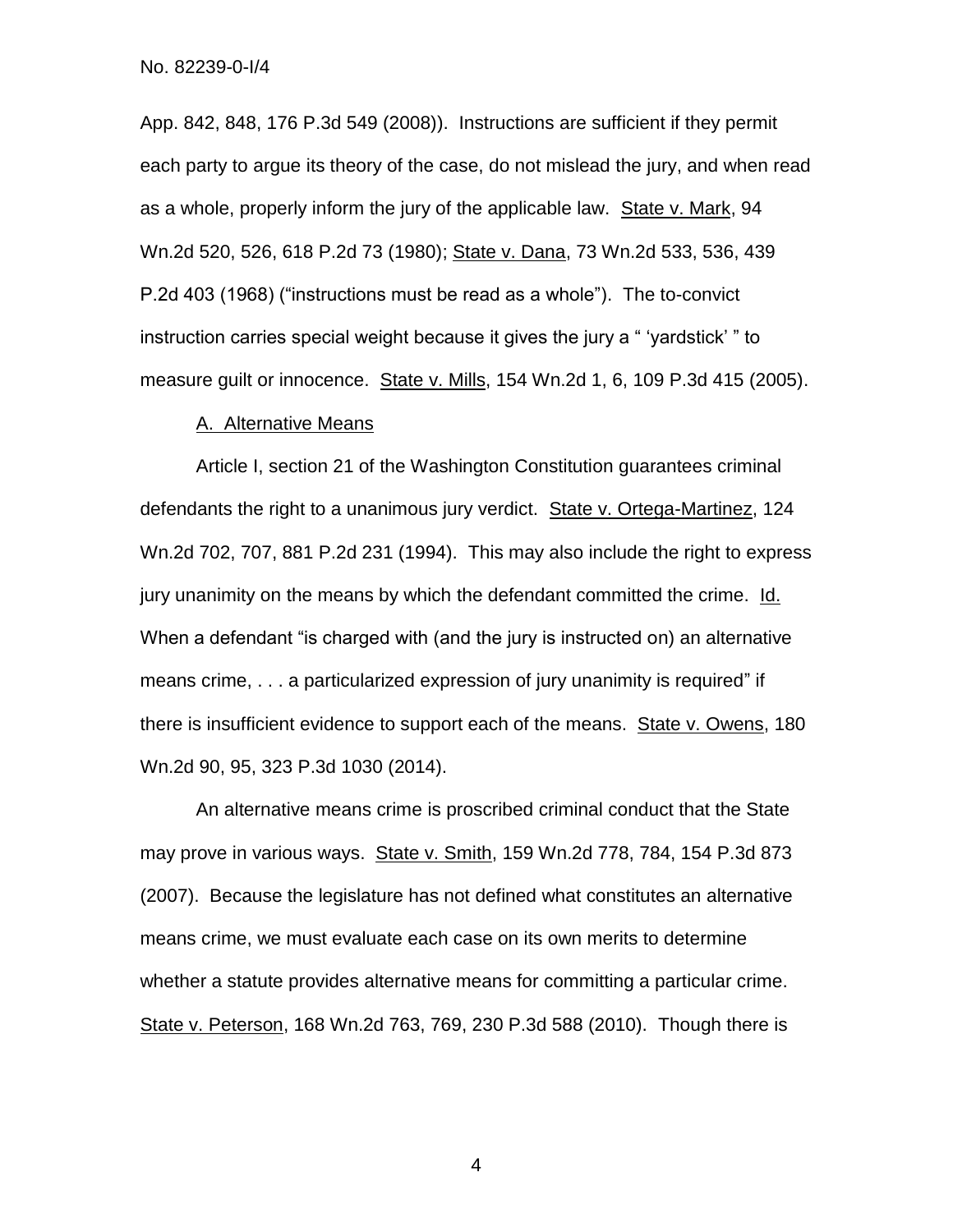App. 842, 848, 176 P.3d 549 (2008)). Instructions are sufficient if they permit each party to argue its theory of the case, do not mislead the jury, and when read as a whole, properly inform the jury of the applicable law. State v. Mark, 94 Wn.2d 520, 526, 618 P.2d 73 (1980); State v. Dana, 73 Wn.2d 533, 536, 439 P.2d 403 (1968) ("instructions must be read as a whole"). The to-convict instruction carries special weight because it gives the jury a " 'yardstick' " to measure guilt or innocence. State v. Mills, 154 Wn.2d 1, 6, 109 P.3d 415 (2005).

A. Alternative Means

Article I, section 21 of the Washington Constitution guarantees criminal defendants the right to a unanimous jury verdict. State v. Ortega-Martinez, 124 Wn.2d 702, 707, 881 P.2d 231 (1994). This may also include the right to express jury unanimity on the means by which the defendant committed the crime. Id. When a defendant "is charged with (and the jury is instructed on) an alternative means crime, . . . a particularized expression of jury unanimity is required" if there is insufficient evidence to support each of the means. State v. Owens, 180 Wn.2d 90, 95, 323 P.3d 1030 (2014).

An alternative means crime is proscribed criminal conduct that the State may prove in various ways. State v. Smith, 159 Wn.2d 778, 784, 154 P.3d 873 (2007). Because the legislature has not defined what constitutes an alternative means crime, we must evaluate each case on its own merits to determine whether a statute provides alternative means for committing a particular crime. State v. Peterson, 168 Wn.2d 763, 769, 230 P.3d 588 (2010). Though there is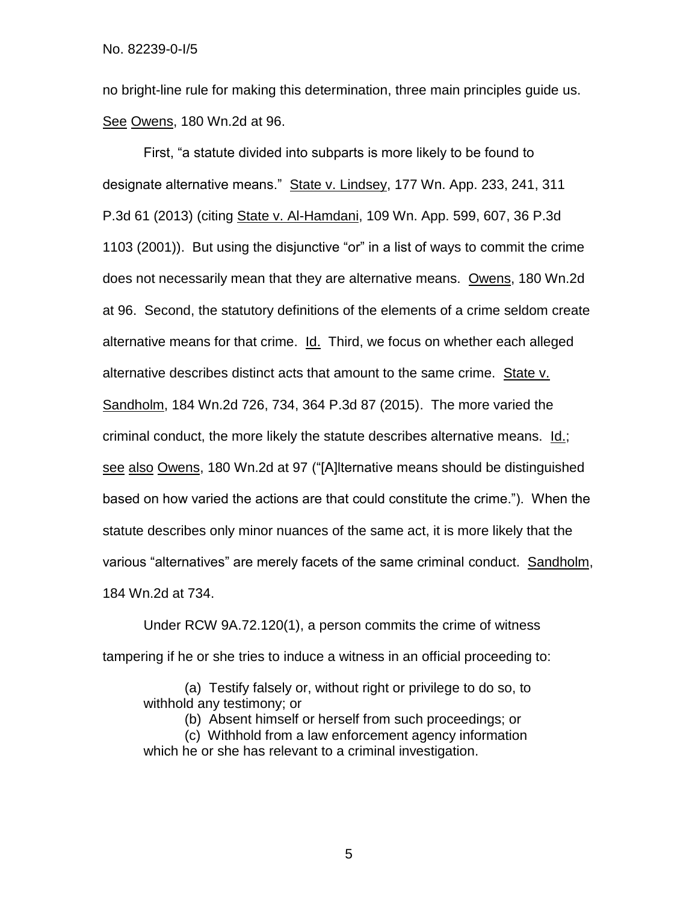no bright-line rule for making this determination, three main principles guide us. See Owens, 180 Wn.2d at 96.

First, "a statute divided into subparts is more likely to be found to designate alternative means." State v. Lindsey, 177 Wn. App. 233, 241, 311 P.3d 61 (2013) (citing State v. Al-Hamdani, 109 Wn. App. 599, 607, 36 P.3d 1103 (2001)). But using the disjunctive "or" in a list of ways to commit the crime does not necessarily mean that they are alternative means. Owens, 180 Wn.2d at 96. Second, the statutory definitions of the elements of a crime seldom create alternative means for that crime. Id. Third, we focus on whether each alleged alternative describes distinct acts that amount to the same crime. State v. Sandholm, 184 Wn.2d 726, 734, 364 P.3d 87 (2015). The more varied the criminal conduct, the more likely the statute describes alternative means. Id.; see also Owens, 180 Wn.2d at 97 ("[A]lternative means should be distinguished based on how varied the actions are that could constitute the crime."). When the statute describes only minor nuances of the same act, it is more likely that the various "alternatives" are merely facets of the same criminal conduct. Sandholm, 184 Wn.2d at 734.

Under RCW 9A.72.120(1), a person commits the crime of witness tampering if he or she tries to induce a witness in an official proceeding to:

> (a) Testify falsely or, without right or privilege to do so, to withhold any testimony; or
> (b) Absent himself or herself from such proceedings; or
> (c) Withhold from a law enforcement agency information which he or she has relevant to a criminal investigation.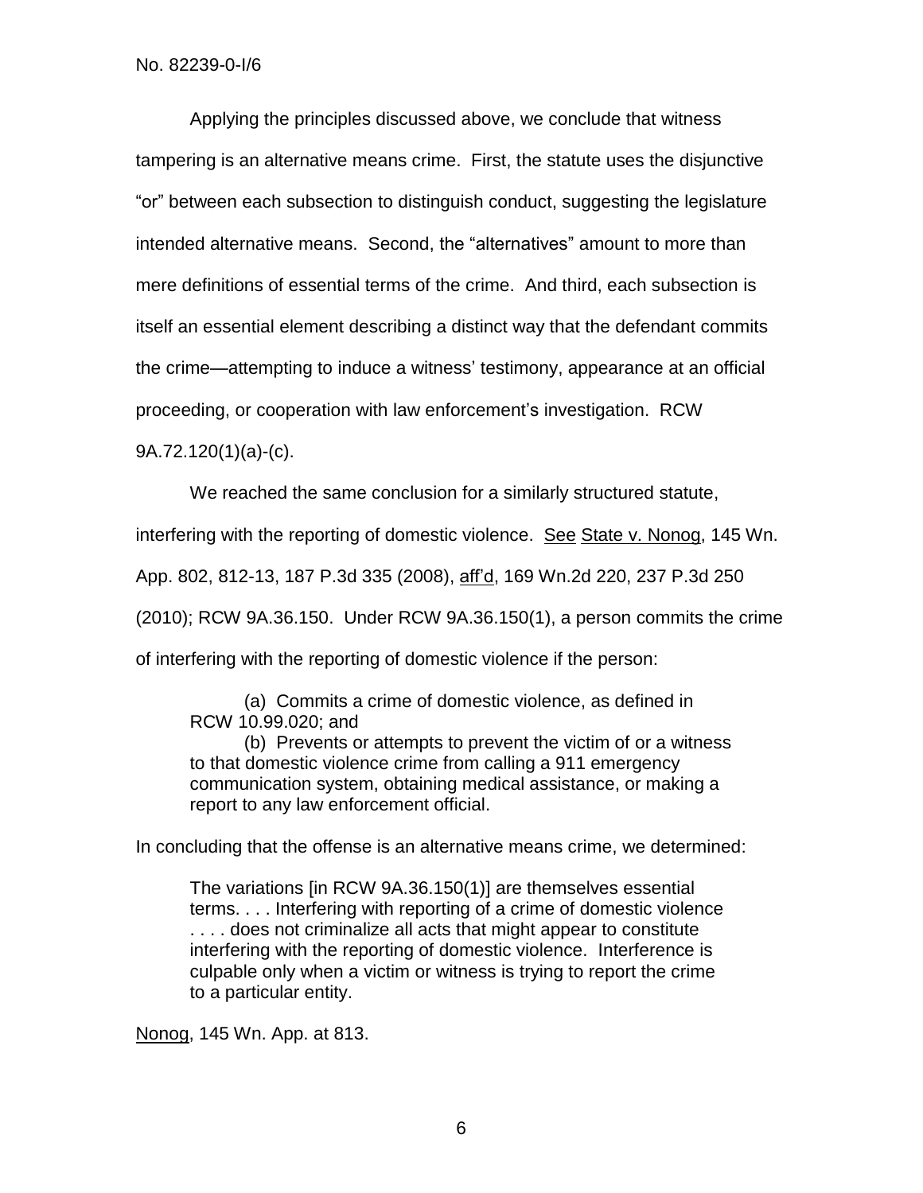Applying the principles discussed above, we conclude that witness tampering is an alternative means crime. First, the statute uses the disjunctive "or" between each subsection to distinguish conduct, suggesting the legislature intended alternative means. Second, the "alternatives" amount to more than mere definitions of essential terms of the crime. And third, each subsection is itself an essential element describing a distinct way that the defendant commits the crime—attempting to induce a witness' testimony, appearance at an official proceeding, or cooperation with law enforcement's investigation. RCW 9A.72.120(1)(a)-(c).

We reached the same conclusion for a similarly structured statute, interfering with the reporting of domestic violence. See State v. Nonog, 145 Wn. App. 802, 812-13, 187 P.3d 335 (2008), aff'd, 169 Wn.2d 220, 237 P.3d 250 (2010); RCW 9A.36.150. Under RCW 9A.36.150(1), a person commits the crime of interfering with the reporting of domestic violence if the person:

> (a) Commits a crime of domestic violence, as defined in RCW 10.99.020; and
>
> (b) Prevents or attempts to prevent the victim of or a witness to that domestic violence crime from calling a 911 emergency communication system, obtaining medical assistance, or making a report to any law enforcement official.

In concluding that the offense is an alternative means crime, we determined:

> The variations [in RCW 9A.36.150(1)] are themselves essential terms. . . . Interfering with reporting of a crime of domestic violence . . . . does not criminalize all acts that might appear to constitute interfering with the reporting of domestic violence. Interference is culpable only when a victim or witness is trying to report the crime to a particular entity.

Nonog, 145 Wn. App. at 813.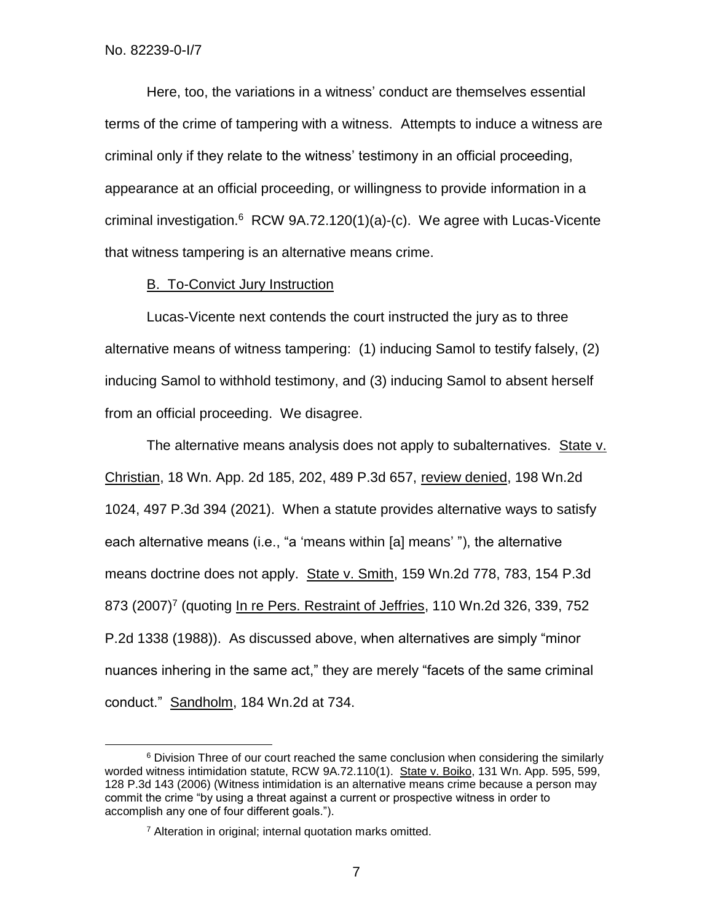Here, too, the variations in a witness' conduct are themselves essential terms of the crime of tampering with a witness. Attempts to induce a witness are criminal only if they relate to the witness' testimony in an official proceeding, appearance at an official proceeding, or willingness to provide information in a criminal investigation.[6] RCW 9A.72.120(1)(a)-(c). We agree with Lucas-Vicente that witness tampering is an alternative means crime.

B. To-Convict Jury Instruction

Lucas-Vicente next contends the court instructed the jury as to three alternative means of witness tampering: (1) inducing Samol to testify falsely, (2) inducing Samol to withhold testimony, and (3) inducing Samol to absent herself from an official proceeding. We disagree.

The alternative means analysis does not apply to subalternatives. State v. Christian, 18 Wn. App. 2d 185, 202, 489 P.3d 657, review denied, 198 Wn.2d 1024, 497 P.3d 394 (2021). When a statute provides alternative ways to satisfy each alternative means (i.e., "a 'means within [a] means' "), the alternative means doctrine does not apply. State v. Smith, 159 Wn.2d 778, 783, 154 P.3d 873 (2007)[7] (quoting In re Pers. Restraint of Jeffries, 110 Wn.2d 326, 339, 752 P.2d 1338 (1988)). As discussed above, when alternatives are simply "minor nuances inhering in the same act," they are merely "facets of the same criminal conduct." Sandholm, 184 Wn.2d at 734.

---

[6] Division Three of our court reached the same conclusion when considering the similarly worded witness intimidation statute, RCW 9A.72.110(1). State v. Boiko, 131 Wn. App. 595, 599, 128 P.3d 143 (2006) (Witness intimidation is an alternative means crime because a person may commit the crime "by using a threat against a current or prospective witness in order to accomplish any one of four different goals.").

[7] Alteration in original; internal quotation marks omitted.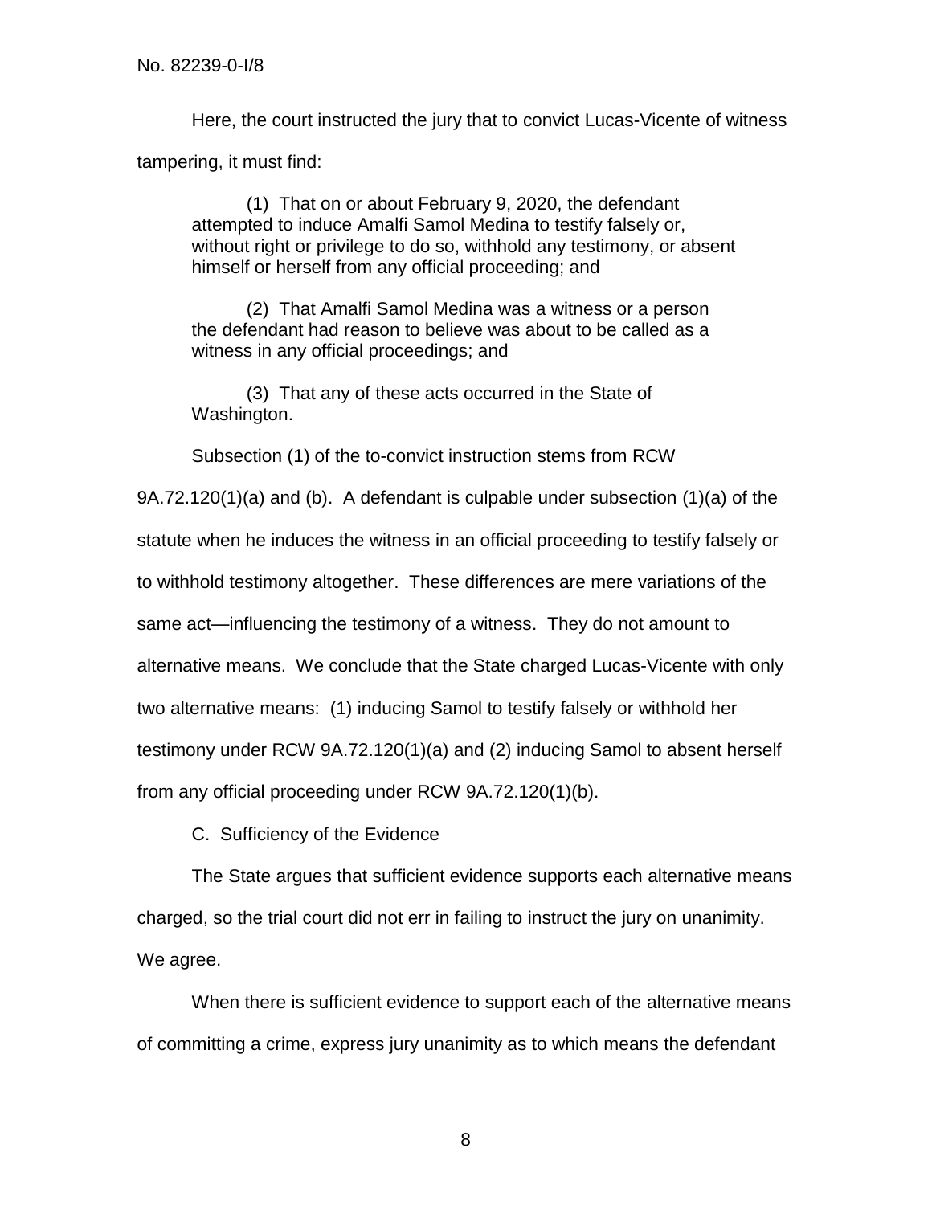Here, the court instructed the jury that to convict Lucas-Vicente of witness tampering, it must find:

> (1) That on or about February 9, 2020, the defendant attempted to induce Amalfi Samol Medina to testify falsely or, without right or privilege to do so, withhold any testimony, or absent himself or herself from any official proceeding; and
>
> (2) That Amalfi Samol Medina was a witness or a person the defendant had reason to believe was about to be called as a witness in any official proceedings; and
>
> (3) That any of these acts occurred in the State of Washington.

Subsection (1) of the to-convict instruction stems from RCW 9A.72.120(1)(a) and (b). A defendant is culpable under subsection (1)(a) of the statute when he induces the witness in an official proceeding to testify falsely or to withhold testimony altogether. These differences are mere variations of the same act—influencing the testimony of a witness. They do not amount to alternative means. We conclude that the State charged Lucas-Vicente with only two alternative means: (1) inducing Samol to testify falsely or withhold her testimony under RCW 9A.72.120(1)(a) and (2) inducing Samol to absent herself from any official proceeding under RCW 9A.72.120(1)(b).

C. Sufficiency of the Evidence

The State argues that sufficient evidence supports each alternative means charged, so the trial court did not err in failing to instruct the jury on unanimity. We agree.

When there is sufficient evidence to support each of the alternative means of committing a crime, express jury unanimity as to which means the defendant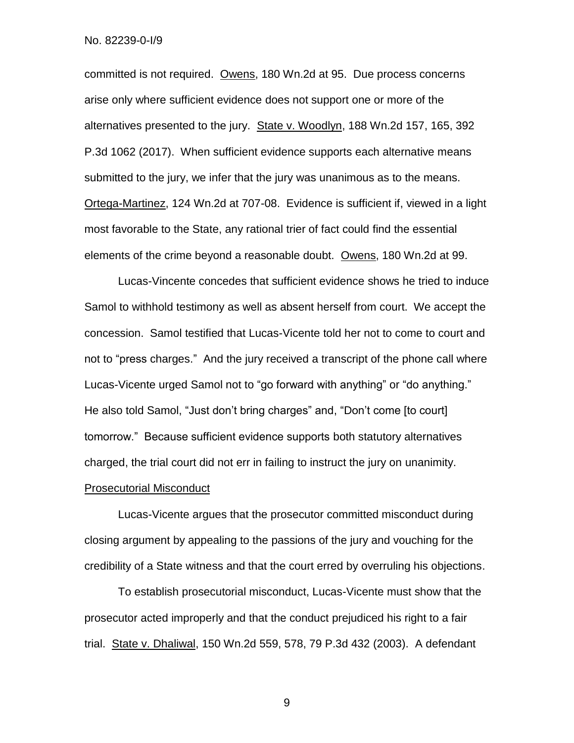committed is not required. Owens, 180 Wn.2d at 95. Due process concerns arise only where sufficient evidence does not support one or more of the alternatives presented to the jury. State v. Woodlyn, 188 Wn.2d 157, 165, 392 P.3d 1062 (2017). When sufficient evidence supports each alternative means submitted to the jury, we infer that the jury was unanimous as to the means. Ortega-Martinez, 124 Wn.2d at 707-08. Evidence is sufficient if, viewed in a light most favorable to the State, any rational trier of fact could find the essential elements of the crime beyond a reasonable doubt. Owens, 180 Wn.2d at 99.

Lucas-Vincente concedes that sufficient evidence shows he tried to induce Samol to withhold testimony as well as absent herself from court. We accept the concession. Samol testified that Lucas-Vicente told her not to come to court and not to "press charges." And the jury received a transcript of the phone call where Lucas-Vicente urged Samol not to "go forward with anything" or "do anything." He also told Samol, "Just don't bring charges" and, "Don't come [to court] tomorrow." Because sufficient evidence supports both statutory alternatives charged, the trial court did not err in failing to instruct the jury on unanimity.

### Prosecutorial Misconduct

Lucas-Vicente argues that the prosecutor committed misconduct during closing argument by appealing to the passions of the jury and vouching for the credibility of a State witness and that the court erred by overruling his objections.

To establish prosecutorial misconduct, Lucas-Vicente must show that the prosecutor acted improperly and that the conduct prejudiced his right to a fair trial. State v. Dhaliwal, 150 Wn.2d 559, 578, 79 P.3d 432 (2003). A defendant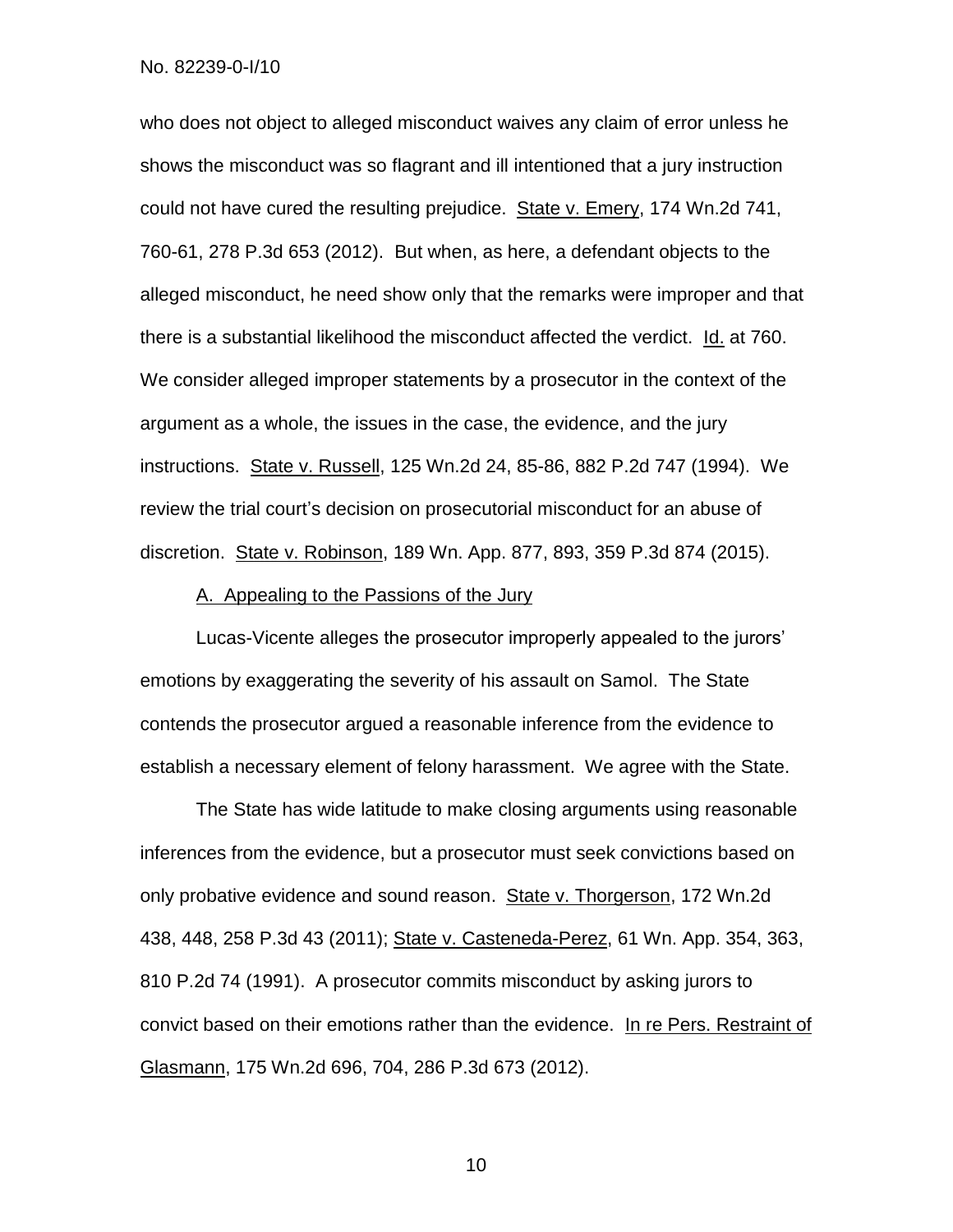who does not object to alleged misconduct waives any claim of error unless he shows the misconduct was so flagrant and ill intentioned that a jury instruction could not have cured the resulting prejudice. State v. Emery, 174 Wn.2d 741, 760-61, 278 P.3d 653 (2012). But when, as here, a defendant objects to the alleged misconduct, he need show only that the remarks were improper and that there is a substantial likelihood the misconduct affected the verdict. Id. at 760. We consider alleged improper statements by a prosecutor in the context of the argument as a whole, the issues in the case, the evidence, and the jury instructions. State v. Russell, 125 Wn.2d 24, 85-86, 882 P.2d 747 (1994). We review the trial court's decision on prosecutorial misconduct for an abuse of discretion. State v. Robinson, 189 Wn. App. 877, 893, 359 P.3d 874 (2015).

A. Appealing to the Passions of the Jury

Lucas-Vicente alleges the prosecutor improperly appealed to the jurors' emotions by exaggerating the severity of his assault on Samol. The State contends the prosecutor argued a reasonable inference from the evidence to establish a necessary element of felony harassment. We agree with the State.

The State has wide latitude to make closing arguments using reasonable inferences from the evidence, but a prosecutor must seek convictions based on only probative evidence and sound reason. State v. Thorgerson, 172 Wn.2d 438, 448, 258 P.3d 43 (2011); State v. Casteneda-Perez, 61 Wn. App. 354, 363, 810 P.2d 74 (1991). A prosecutor commits misconduct by asking jurors to convict based on their emotions rather than the evidence. In re Pers. Restraint of Glasmann, 175 Wn.2d 696, 704, 286 P.3d 673 (2012).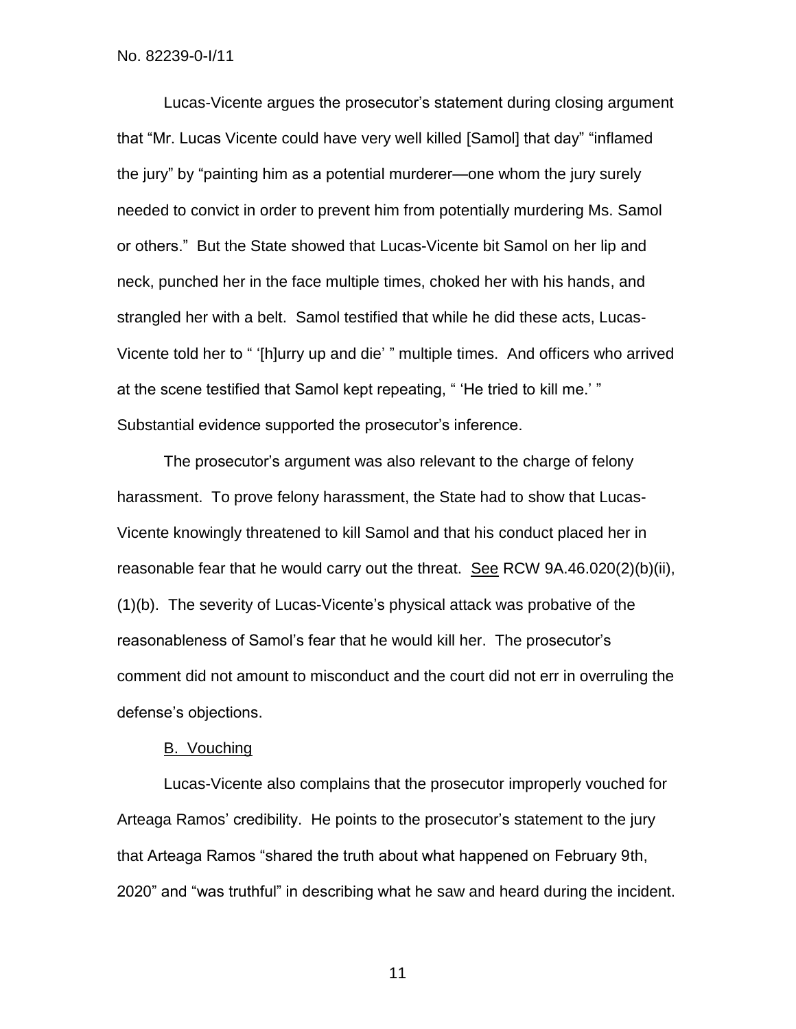Lucas-Vicente argues the prosecutor's statement during closing argument that "Mr. Lucas Vicente could have very well killed [Samol] that day" "inflamed the jury" by "painting him as a potential murderer—one whom the jury surely needed to convict in order to prevent him from potentially murdering Ms. Samol or others." But the State showed that Lucas-Vicente bit Samol on her lip and neck, punched her in the face multiple times, choked her with his hands, and strangled her with a belt. Samol testified that while he did these acts, Lucas-Vicente told her to " '[h]urry up and die' " multiple times. And officers who arrived at the scene testified that Samol kept repeating, " 'He tried to kill me.' " Substantial evidence supported the prosecutor's inference.

The prosecutor's argument was also relevant to the charge of felony harassment. To prove felony harassment, the State had to show that Lucas-Vicente knowingly threatened to kill Samol and that his conduct placed her in reasonable fear that he would carry out the threat. See RCW 9A.46.020(2)(b)(ii), (1)(b). The severity of Lucas-Vicente's physical attack was probative of the reasonableness of Samol's fear that he would kill her. The prosecutor's comment did not amount to misconduct and the court did not err in overruling the defense's objections.

B. Vouching

Lucas-Vicente also complains that the prosecutor improperly vouched for Arteaga Ramos' credibility. He points to the prosecutor's statement to the jury that Arteaga Ramos "shared the truth about what happened on February 9th, 2020" and "was truthful" in describing what he saw and heard during the incident.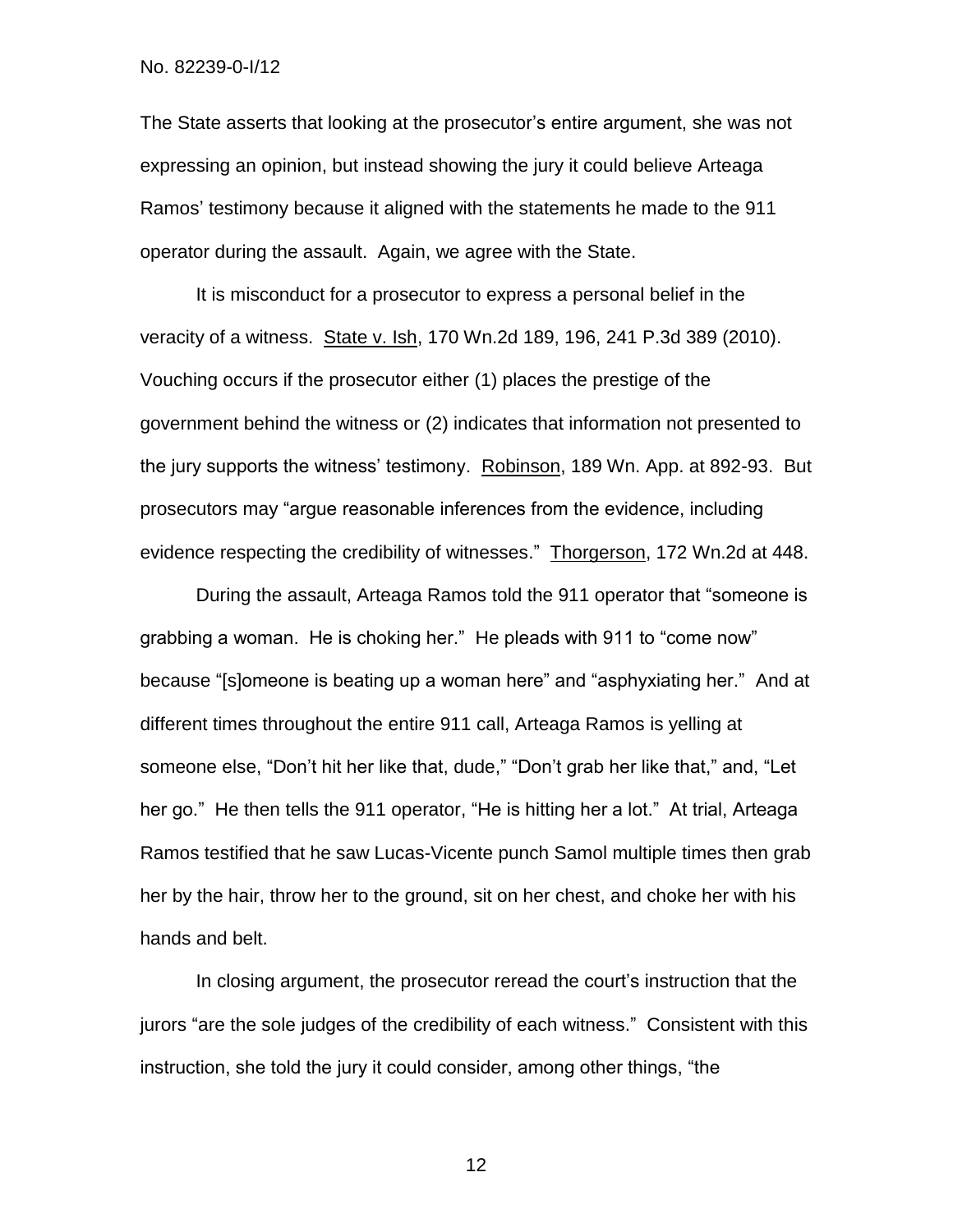The State asserts that looking at the prosecutor's entire argument, she was not expressing an opinion, but instead showing the jury it could believe Arteaga Ramos' testimony because it aligned with the statements he made to the 911 operator during the assault. Again, we agree with the State.

It is misconduct for a prosecutor to express a personal belief in the veracity of a witness. State v. Ish, 170 Wn.2d 189, 196, 241 P.3d 389 (2010). Vouching occurs if the prosecutor either (1) places the prestige of the government behind the witness or (2) indicates that information not presented to the jury supports the witness' testimony. Robinson, 189 Wn. App. at 892-93. But prosecutors may "argue reasonable inferences from the evidence, including evidence respecting the credibility of witnesses." Thorgerson, 172 Wn.2d at 448.

During the assault, Arteaga Ramos told the 911 operator that "someone is grabbing a woman. He is choking her." He pleads with 911 to "come now" because "[s]omeone is beating up a woman here" and "asphyxiating her." And at different times throughout the entire 911 call, Arteaga Ramos is yelling at someone else, "Don't hit her like that, dude," "Don't grab her like that," and, "Let her go." He then tells the 911 operator, "He is hitting her a lot." At trial, Arteaga Ramos testified that he saw Lucas-Vicente punch Samol multiple times then grab her by the hair, throw her to the ground, sit on her chest, and choke her with his hands and belt.

In closing argument, the prosecutor reread the court's instruction that the jurors "are the sole judges of the credibility of each witness." Consistent with this instruction, she told the jury it could consider, among other things, "the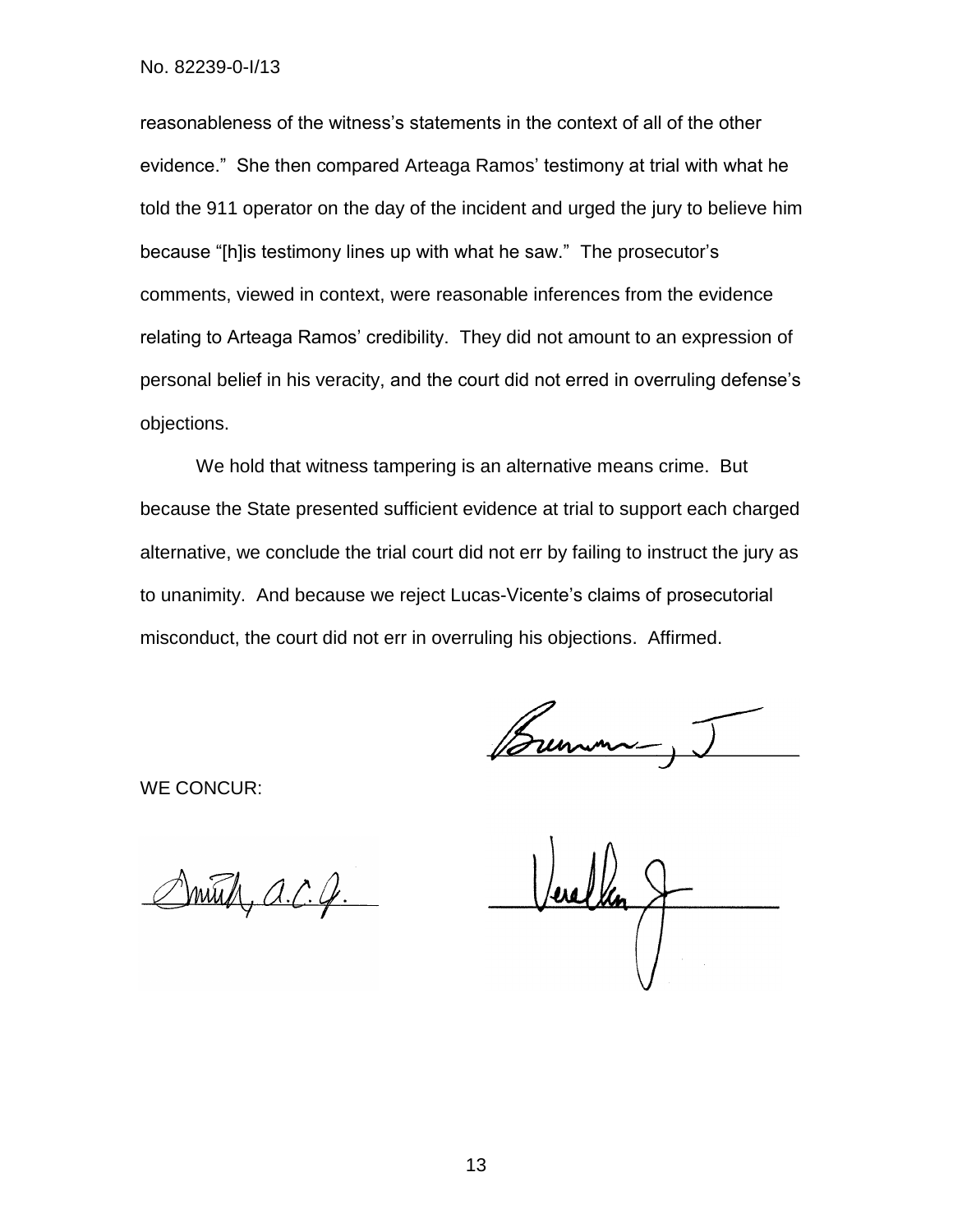reasonableness of the witness's statements in the context of all of the other evidence." She then compared Arteaga Ramos' testimony at trial with what he told the 911 operator on the day of the incident and urged the jury to believe him because "[h]is testimony lines up with what he saw." The prosecutor's comments, viewed in context, were reasonable inferences from the evidence relating to Arteaga Ramos' credibility. They did not amount to an expression of personal belief in his veracity, and the court did not erred in overruling defense's objections.

We hold that witness tampering is an alternative means crime. But because the State presented sufficient evidence at trial to support each charged alternative, we conclude the trial court did not err by failing to instruct the jury as to unanimity. And because we reject Lucas-Vicente's claims of prosecutorial misconduct, the court did not err in overruling his objections. Affirmed.

Bowman, J.

WE CONCUR:

Smith, A.C.J.

Verellen, J.